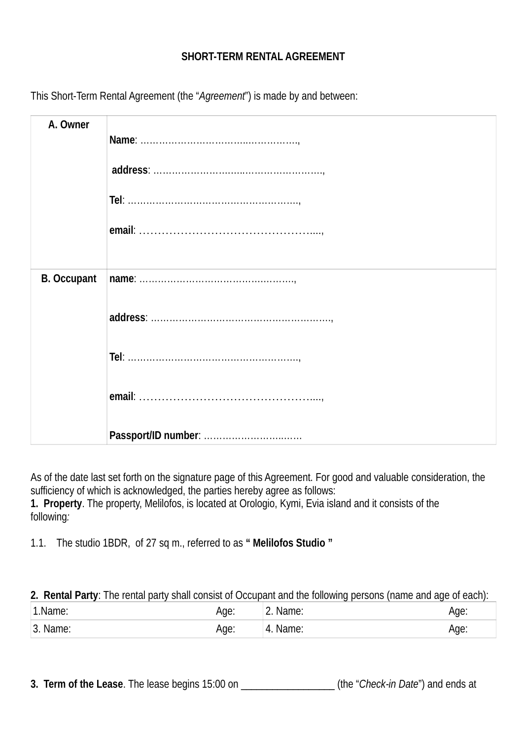**SHORT-TERM RENTAL AGREEMENT**

This Short-Term Rental Agreement (the "*Agreement*") is made by and between:

| A. Owner | **Name**: …………………………….……………., <br><br> **address**: ………………….…..……………………., <br><br> **Tel**: ………………………………………………., <br><br> **email**: ………………………………………....., |
|---|---|
| **B. Occupant** | **name**: ……………………………….………., <br><br> **address**: …………………………………………………., <br><br> **Tel**: ………………………………………………., <br><br> **email**: ………………………………………....., <br><br> **Passport/ID number**: ………………….……… |

As of the date last set forth on the signature page of this Agreement. For good and valuable consideration, the sufficiency of which is acknowledged, the parties hereby agree as follows:

**1. Property**. The property, Melilofos, is located at Orologio, Kymi, Evia island and it consists of the following:

1.1. The studio 1BDR, of 27 sq m., referred to as **" Melilofos Studio "**

**2. Rental Party**: The rental party shall consist of Occupant and the following persons (name and age of each):

| 1.Name: | Age: | 2. Name: | Age: |
|---|---|---|---|
| 3. Name: | Age: | 4. Name: | Age: |

**3. Term of the Lease**. The lease begins 15:00 on ________________ (the "*Check-in Date*") and ends at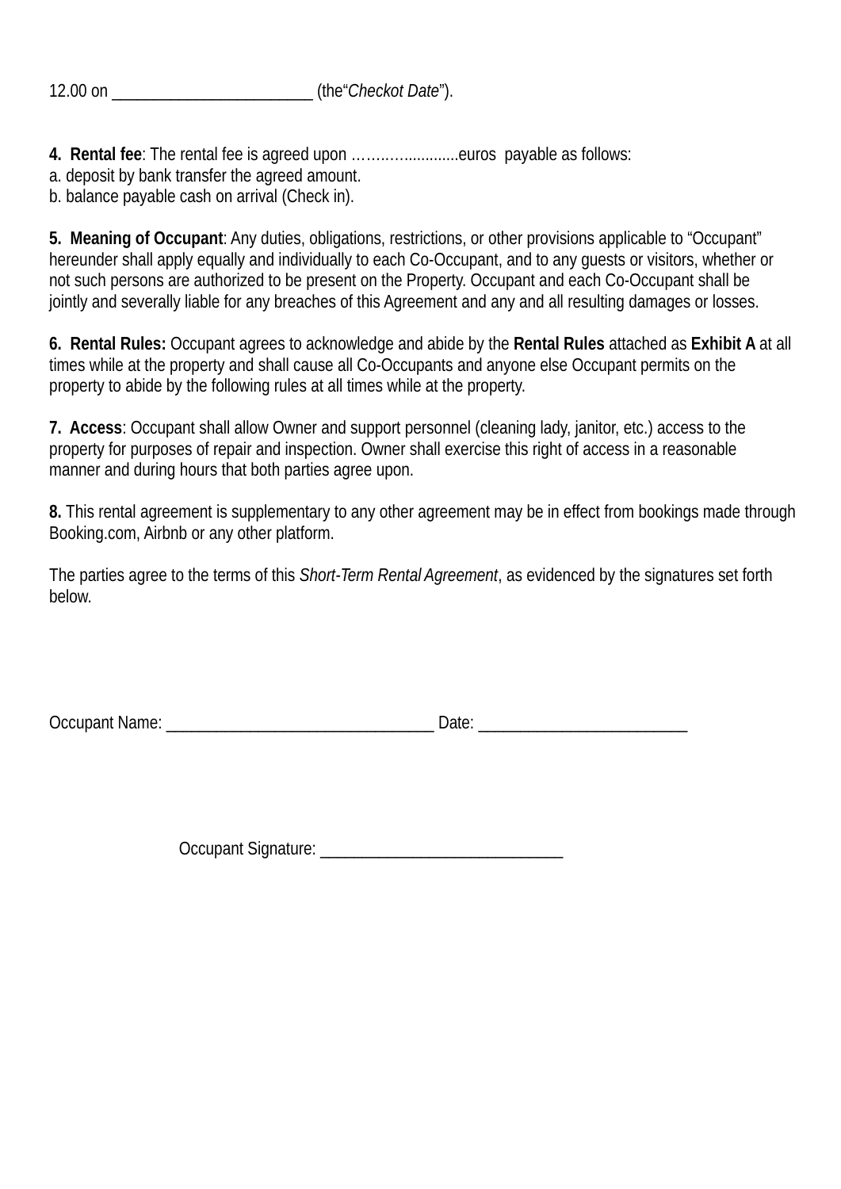12.00 on ________________________ (the“*Checkot Date*”).

**4. Rental fee**: The rental fee is agreed upon ……….............euros payable as follows:
a. deposit by bank transfer the agreed amount.
b. balance payable cash on arrival (Check in).

**5. Meaning of Occupant**: Any duties, obligations, restrictions, or other provisions applicable to “Occupant” hereunder shall apply equally and individually to each Co-Occupant, and to any guests or visitors, whether or not such persons are authorized to be present on the Property. Occupant and each Co-Occupant shall be jointly and severally liable for any breaches of this Agreement and any and all resulting damages or losses.

**6. Rental Rules:** Occupant agrees to acknowledge and abide by the **Rental Rules** attached as **Exhibit A** at all times while at the property and shall cause all Co-Occupants and anyone else Occupant permits on the property to abide by the following rules at all times while at the property.

**7. Access**: Occupant shall allow Owner and support personnel (cleaning lady, janitor, etc.) access to the property for purposes of repair and inspection. Owner shall exercise this right of access in a reasonable manner and during hours that both parties agree upon.

**8.** This rental agreement is supplementary to any other agreement may be in effect from bookings made through Booking.com, Airbnb or any other platform.

The parties agree to the terms of this *Short-Term Rental Agreement*, as evidenced by the signatures set forth below.

Occupant Name: ________________________________ Date: _________________________

Occupant Signature: _____________________________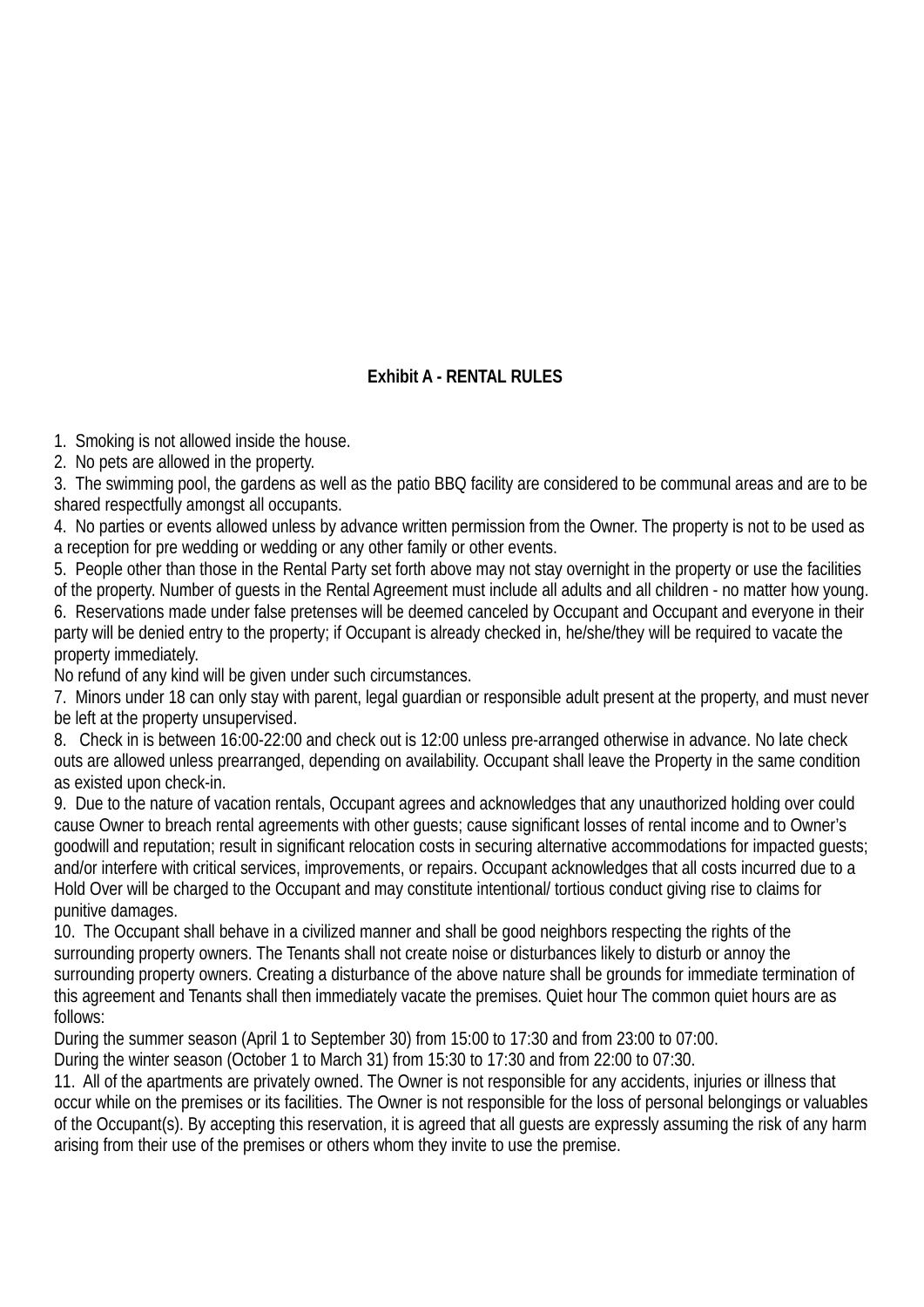## Exhibit A - RENTAL RULES

1. Smoking is not allowed inside the house.
2. No pets are allowed in the property.
3. The swimming pool, the gardens as well as the patio BBQ facility are considered to be communal areas and are to be shared respectfully amongst all occupants.
4. No parties or events allowed unless by advance written permission from the Owner. The property is not to be used as a reception for pre wedding or wedding or any other family or other events.
5. People other than those in the Rental Party set forth above may not stay overnight in the property or use the facilities of the property. Number of guests in the Rental Agreement must include all adults and all children - no matter how young.
6. Reservations made under false pretenses will be deemed canceled by Occupant and Occupant and everyone in their party will be denied entry to the property; if Occupant is already checked in, he/she/they will be required to vacate the property immediately.
No refund of any kind will be given under such circumstances.
7. Minors under 18 can only stay with parent, legal guardian or responsible adult present at the property, and must never be left at the property unsupervised.
8. Check in is between 16:00-22:00 and check out is 12:00 unless pre-arranged otherwise in advance. No late check outs are allowed unless prearranged, depending on availability. Occupant shall leave the Property in the same condition as existed upon check-in.
9. Due to the nature of vacation rentals, Occupant agrees and acknowledges that any unauthorized holding over could cause Owner to breach rental agreements with other guests; cause significant losses of rental income and to Owner's goodwill and reputation; result in significant relocation costs in securing alternative accommodations for impacted guests; and/or interfere with critical services, improvements, or repairs. Occupant acknowledges that all costs incurred due to a Hold Over will be charged to the Occupant and may constitute intentional/ tortious conduct giving rise to claims for punitive damages.
10. The Occupant shall behave in a civilized manner and shall be good neighbors respecting the rights of the surrounding property owners. The Tenants shall not create noise or disturbances likely to disturb or annoy the surrounding property owners. Creating a disturbance of the above nature shall be grounds for immediate termination of this agreement and Tenants shall then immediately vacate the premises. Quiet hour The common quiet hours are as follows:
During the summer season (April 1 to September 30) from 15:00 to 17:30 and from 23:00 to 07:00.
During the winter season (October 1 to March 31) from 15:30 to 17:30 and from 22:00 to 07:30.
11. All of the apartments are privately owned. The Owner is not responsible for any accidents, injuries or illness that occur while on the premises or its facilities. The Owner is not responsible for the loss of personal belongings or valuables of the Occupant(s). By accepting this reservation, it is agreed that all guests are expressly assuming the risk of any harm arising from their use of the premises or others whom they invite to use the premise.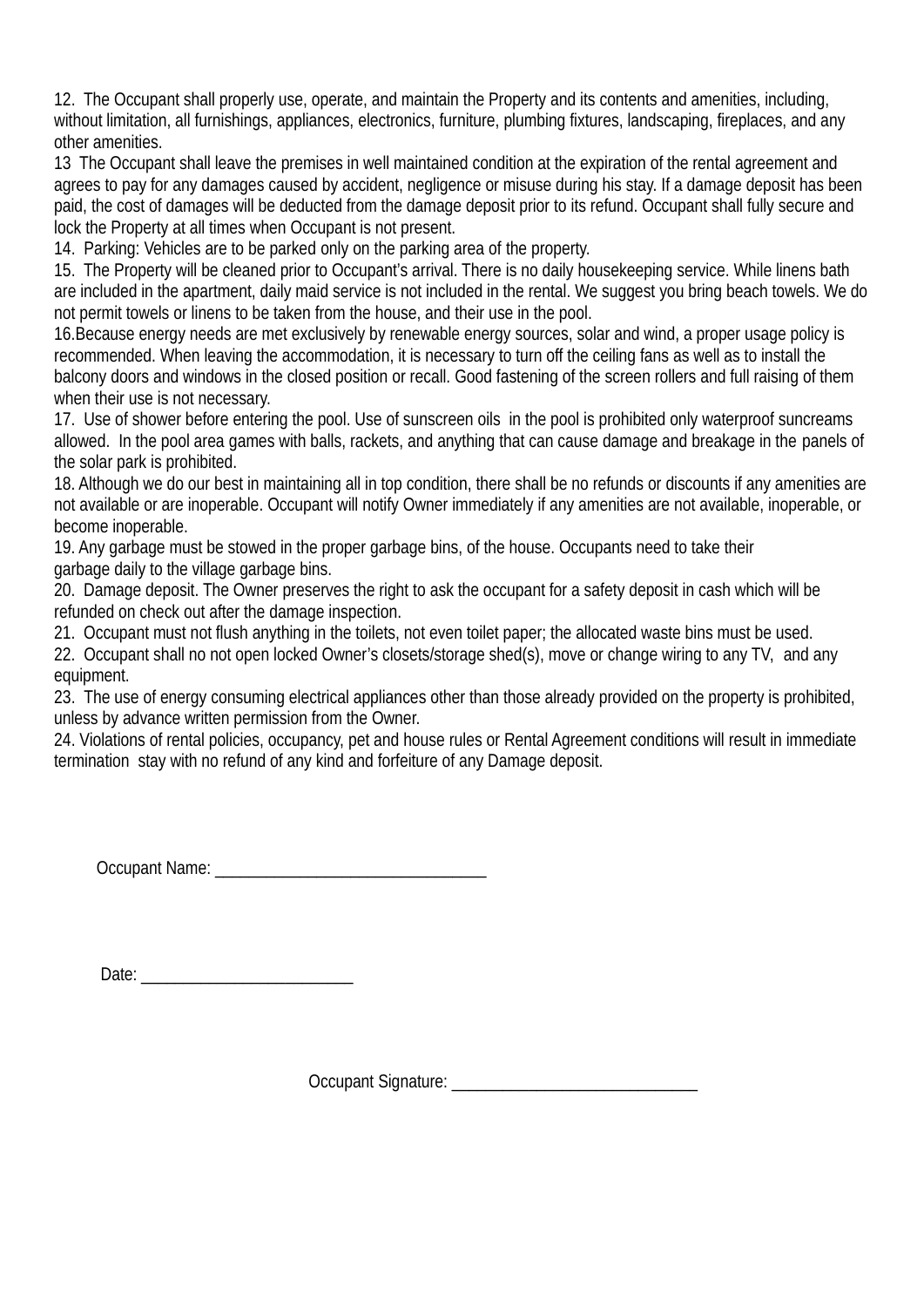12. The Occupant shall properly use, operate, and maintain the Property and its contents and amenities, including, without limitation, all furnishings, appliances, electronics, furniture, plumbing fixtures, landscaping, fireplaces, and any other amenities.

13 The Occupant shall leave the premises in well maintained condition at the expiration of the rental agreement and agrees to pay for any damages caused by accident, negligence or misuse during his stay. If a damage deposit has been paid, the cost of damages will be deducted from the damage deposit prior to its refund. Occupant shall fully secure and lock the Property at all times when Occupant is not present.

14. Parking: Vehicles are to be parked only on the parking area of the property.

15. The Property will be cleaned prior to Occupant's arrival. There is no daily housekeeping service. While linens bath are included in the apartment, daily maid service is not included in the rental. We suggest you bring beach towels. We do not permit towels or linens to be taken from the house, and their use in the pool.

16.Because energy needs are met exclusively by renewable energy sources, solar and wind, a proper usage policy is recommended. When leaving the accommodation, it is necessary to turn off the ceiling fans as well as to install the balcony doors and windows in the closed position or recall. Good fastening of the screen rollers and full raising of them when their use is not necessary.

17. Use of shower before entering the pool. Use of sunscreen oils in the pool is prohibited only waterproof suncreams allowed. In the pool area games with balls, rackets, and anything that can cause damage and breakage in the panels of the solar park is prohibited.

18. Although we do our best in maintaining all in top condition, there shall be no refunds or discounts if any amenities are not available or are inoperable. Occupant will notify Owner immediately if any amenities are not available, inoperable, or become inoperable.

19. Any garbage must be stowed in the proper garbage bins, of the house. Occupants need to take their garbage daily to the village garbage bins.

20. Damage deposit. The Owner preserves the right to ask the occupant for a safety deposit in cash which will be refunded on check out after the damage inspection.

21. Occupant must not flush anything in the toilets, not even toilet paper; the allocated waste bins must be used.

22. Occupant shall no not open locked Owner's closets/storage shed(s), move or change wiring to any TV, and any equipment.

23. The use of energy consuming electrical appliances other than those already provided on the property is prohibited, unless by advance written permission from the Owner.

24. Violations of rental policies, occupancy, pet and house rules or Rental Agreement conditions will result in immediate termination stay with no refund of any kind and forfeiture of any Damage deposit.

Occupant Name: ________________________________

Date: _________________________

Occupant Signature: _____________________________